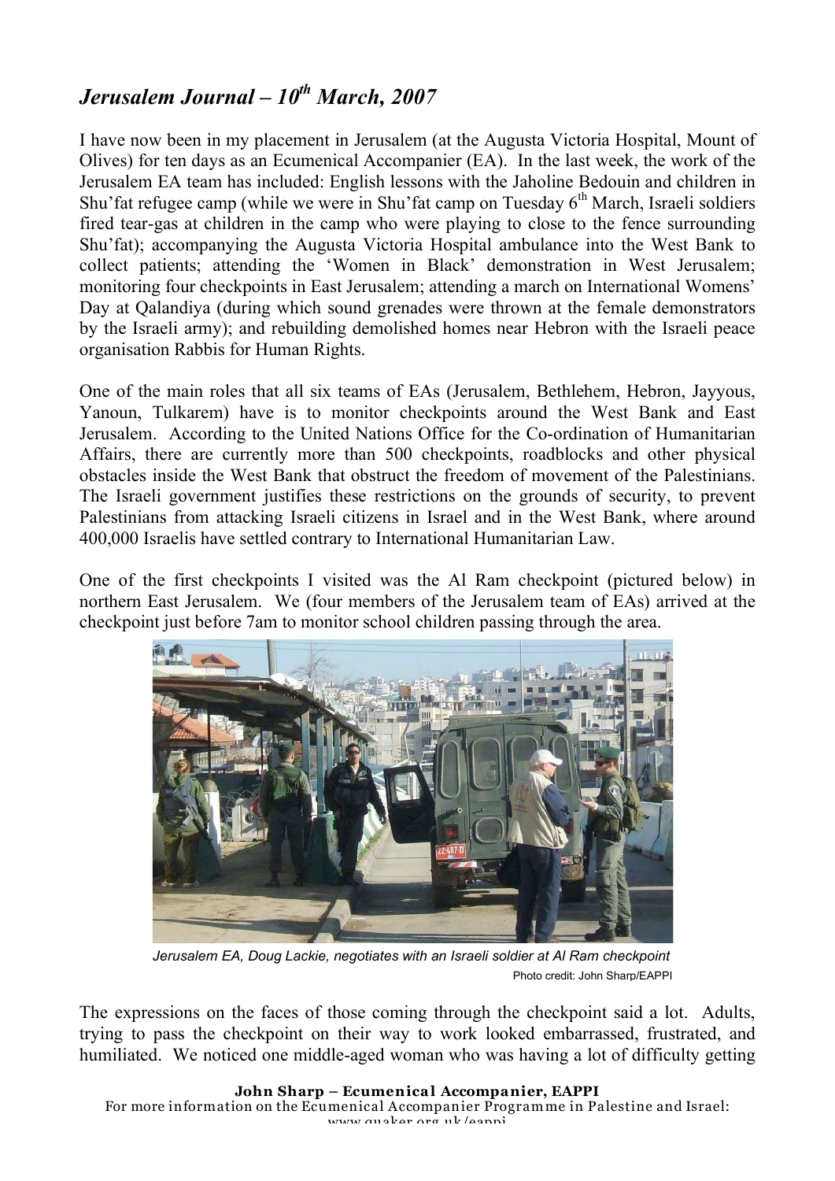# *Jerusalem Journal – 10th March, 2007*

I have now been in my placement in Jerusalem (at the Augusta Victoria Hospital, Mount of Olives) for ten days as an Ecumenical Accompanier (EA). In the last week, the work of the Jerusalem EA team has included: English lessons with the Jaholine Bedouin and children in Shu'fat refugee camp (while we were in Shu'fat camp on Tuesday 6th March, Israeli soldiers fired tear-gas at children in the camp who were playing to close to the fence surrounding Shu'fat); accompanying the Augusta Victoria Hospital ambulance into the West Bank to collect patients; attending the 'Women in Black' demonstration in West Jerusalem; monitoring four checkpoints in East Jerusalem; attending a march on International Womens' Day at Qalandiya (during which sound grenades were thrown at the female demonstrators by the Israeli army); and rebuilding demolished homes near Hebron with the Israeli peace organisation Rabbis for Human Rights.

One of the main roles that all six teams of EAs (Jerusalem, Bethlehem, Hebron, Jayyous, Yanoun, Tulkarem) have is to monitor checkpoints around the West Bank and East Jerusalem. According to the United Nations Office for the Co-ordination of Humanitarian Affairs, there are currently more than 500 checkpoints, roadblocks and other physical obstacles inside the West Bank that obstruct the freedom of movement of the Palestinians. The Israeli government justifies these restrictions on the grounds of security, to prevent Palestinians from attacking Israeli citizens in Israel and in the West Bank, where around 400,000 Israelis have settled contrary to International Humanitarian Law.

One of the first checkpoints I visited was the Al Ram checkpoint (pictured below) in northern East Jerusalem. We (four members of the Jerusalem team of EAs) arrived at the checkpoint just before 7am to monitor school children passing through the area.

*Jerusalem EA, Doug Lackie, negotiates with an Israeli soldier at Al Ram checkpoint*

Photo credit: John Sharp/EAPPI

The expressions on the faces of those coming through the checkpoint said a lot. Adults, trying to pass the checkpoint on their way to work looked embarrassed, frustrated, and humiliated. We noticed one middle-aged woman who was having a lot of difficulty getting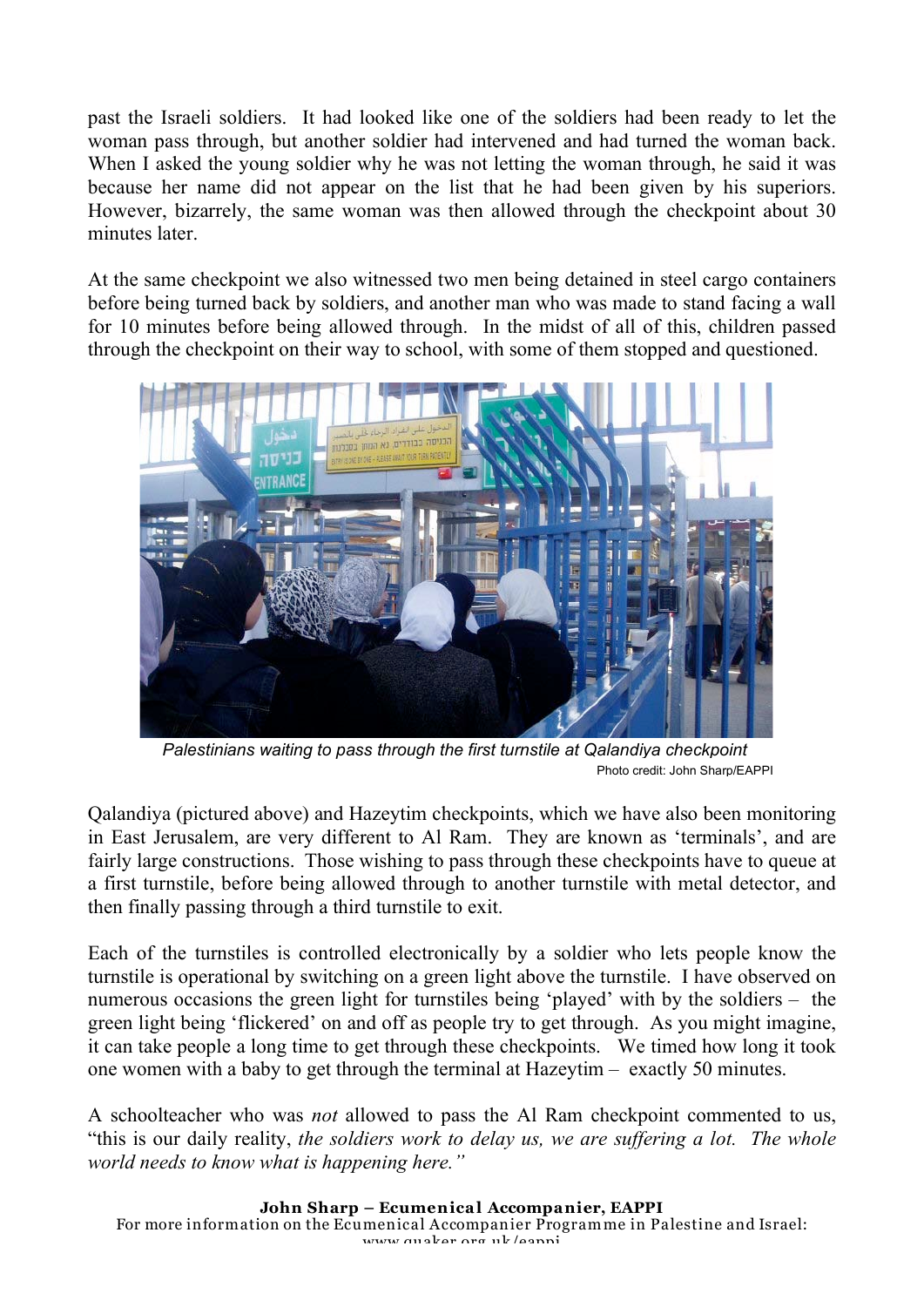past the Israeli soldiers. It had looked like one of the soldiers had been ready to let the woman pass through, but another soldier had intervened and had turned the woman back. When I asked the young soldier why he was not letting the woman through, he said it was because her name did not appear on the list that he had been given by his superiors. However, bizarrely, the same woman was then allowed through the checkpoint about 30 minutes later.

At the same checkpoint we also witnessed two men being detained in steel cargo containers before being turned back by soldiers, and another man who was made to stand facing a wall for 10 minutes before being allowed through. In the midst of all of this, children passed through the checkpoint on their way to school, with some of them stopped and questioned.

*Palestinians waiting to pass through the first turnstile at Qalandiya checkpoint*

Photo credit: John Sharp/EAPPI

Qalandiya (pictured above) and Hazeytim checkpoints, which we have also been monitoring in East Jerusalem, are very different to Al Ram. They are known as 'terminals', and are fairly large constructions. Those wishing to pass through these checkpoints have to queue at a first turnstile, before being allowed through to another turnstile with metal detector, and then finally passing through a third turnstile to exit.

Each of the turnstiles is controlled electronically by a soldier who lets people know the turnstile is operational by switching on a green light above the turnstile. I have observed on numerous occasions the green light for turnstiles being 'played' with by the soldiers – the green light being 'flickered' on and off as people try to get through. As you might imagine, it can take people a long time to get through these checkpoints. We timed how long it took one women with a baby to get through the terminal at Hazeytim – exactly 50 minutes.

A schoolteacher who was *not* allowed to pass the Al Ram checkpoint commented to us, "this is our daily reality, *the soldiers work to delay us, we are suffering a lot. The whole world needs to know what is happening here."*

**John Sharp – Ecumenical Accompanier, EAPPI**

For more information on the Ecumenical Accompanier Programme in Palestine and Israel: www.quaker.org.uk/eappi